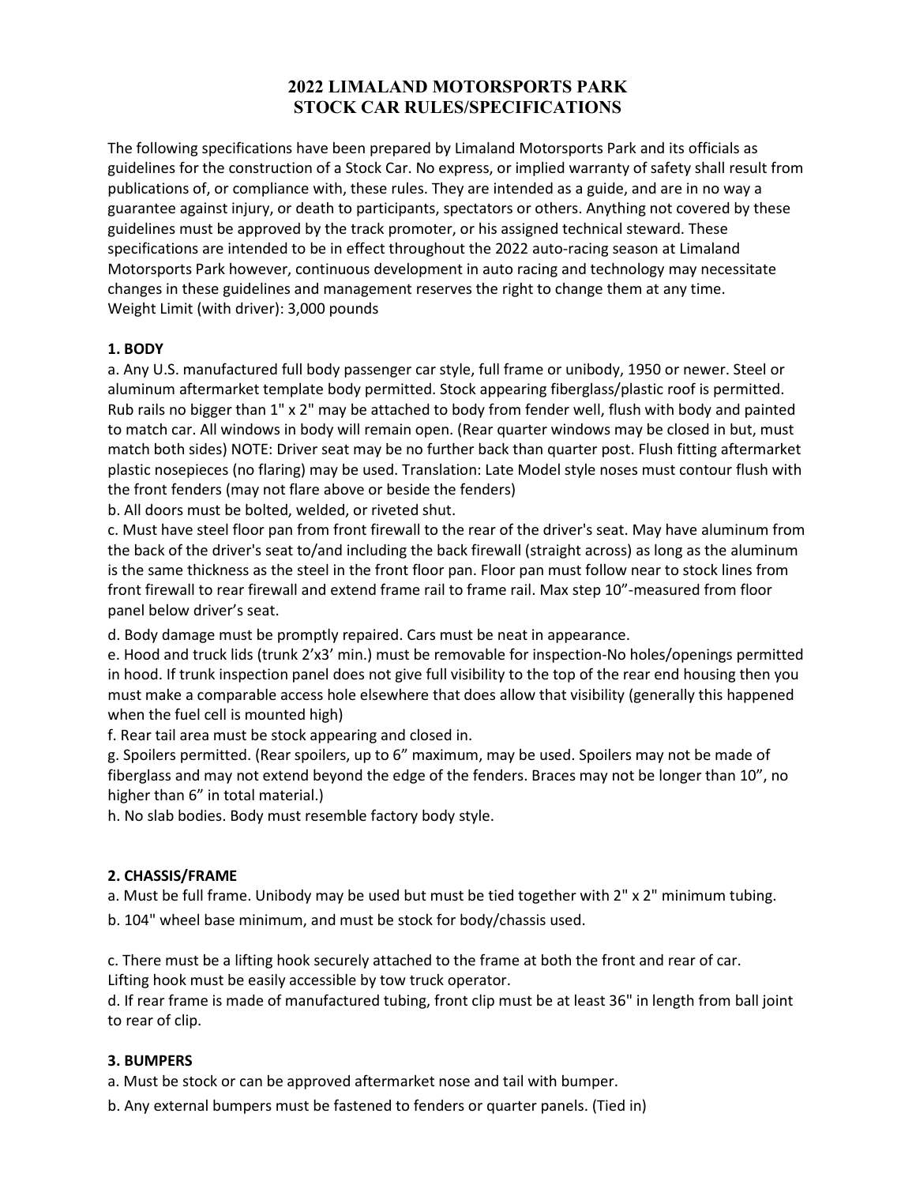# 2022 LIMALAND MOTORSPORTS PARK
# STOCK CAR RULES/SPECIFICATIONS

The following specifications have been prepared by Limaland Motorsports Park and its officials as guidelines for the construction of a Stock Car. No express, or implied warranty of safety shall result from publications of, or compliance with, these rules. They are intended as a guide, and are in no way a guarantee against injury, or death to participants, spectators or others. Anything not covered by these guidelines must be approved by the track promoter, or his assigned technical steward. These specifications are intended to be in effect throughout the 2022 auto-racing season at Limaland Motorsports Park however, continuous development in auto racing and technology may necessitate changes in these guidelines and management reserves the right to change them at any time.
Weight Limit (with driver): 3,000 pounds

## 1. BODY

a. Any U.S. manufactured full body passenger car style, full frame or unibody, 1950 or newer. Steel or aluminum aftermarket template body permitted. Stock appearing fiberglass/plastic roof is permitted. Rub rails no bigger than 1" x 2" may be attached to body from fender well, flush with body and painted to match car. All windows in body will remain open. (Rear quarter windows may be closed in but, must match both sides) NOTE: Driver seat may be no further back than quarter post. Flush fitting aftermarket plastic nosepieces (no flaring) may be used. Translation: Late Model style noses must contour flush with the front fenders (may not flare above or beside the fenders)

b. All doors must be bolted, welded, or riveted shut.

c. Must have steel floor pan from front firewall to the rear of the driver's seat. May have aluminum from the back of the driver's seat to/and including the back firewall (straight across) as long as the aluminum is the same thickness as the steel in the front floor pan. Floor pan must follow near to stock lines from front firewall to rear firewall and extend frame rail to frame rail. Max step 10"-measured from floor panel below driver's seat.

d. Body damage must be promptly repaired. Cars must be neat in appearance.

e. Hood and truck lids (trunk 2'x3' min.) must be removable for inspection-No holes/openings permitted in hood. If trunk inspection panel does not give full visibility to the top of the rear end housing then you must make a comparable access hole elsewhere that does allow that visibility (generally this happened when the fuel cell is mounted high)

f. Rear tail area must be stock appearing and closed in.

g. Spoilers permitted. (Rear spoilers, up to 6" maximum, may be used. Spoilers may not be made of fiberglass and may not extend beyond the edge of the fenders. Braces may not be longer than 10", no higher than 6" in total material.)

h. No slab bodies. Body must resemble factory body style.

## 2. CHASSIS/FRAME

a. Must be full frame. Unibody may be used but must be tied together with 2" x 2" minimum tubing.

b. 104" wheel base minimum, and must be stock for body/chassis used.

c. There must be a lifting hook securely attached to the frame at both the front and rear of car. Lifting hook must be easily accessible by tow truck operator.

d. If rear frame is made of manufactured tubing, front clip must be at least 36" in length from ball joint to rear of clip.

## 3. BUMPERS

a. Must be stock or can be approved aftermarket nose and tail with bumper.

b. Any external bumpers must be fastened to fenders or quarter panels. (Tied in)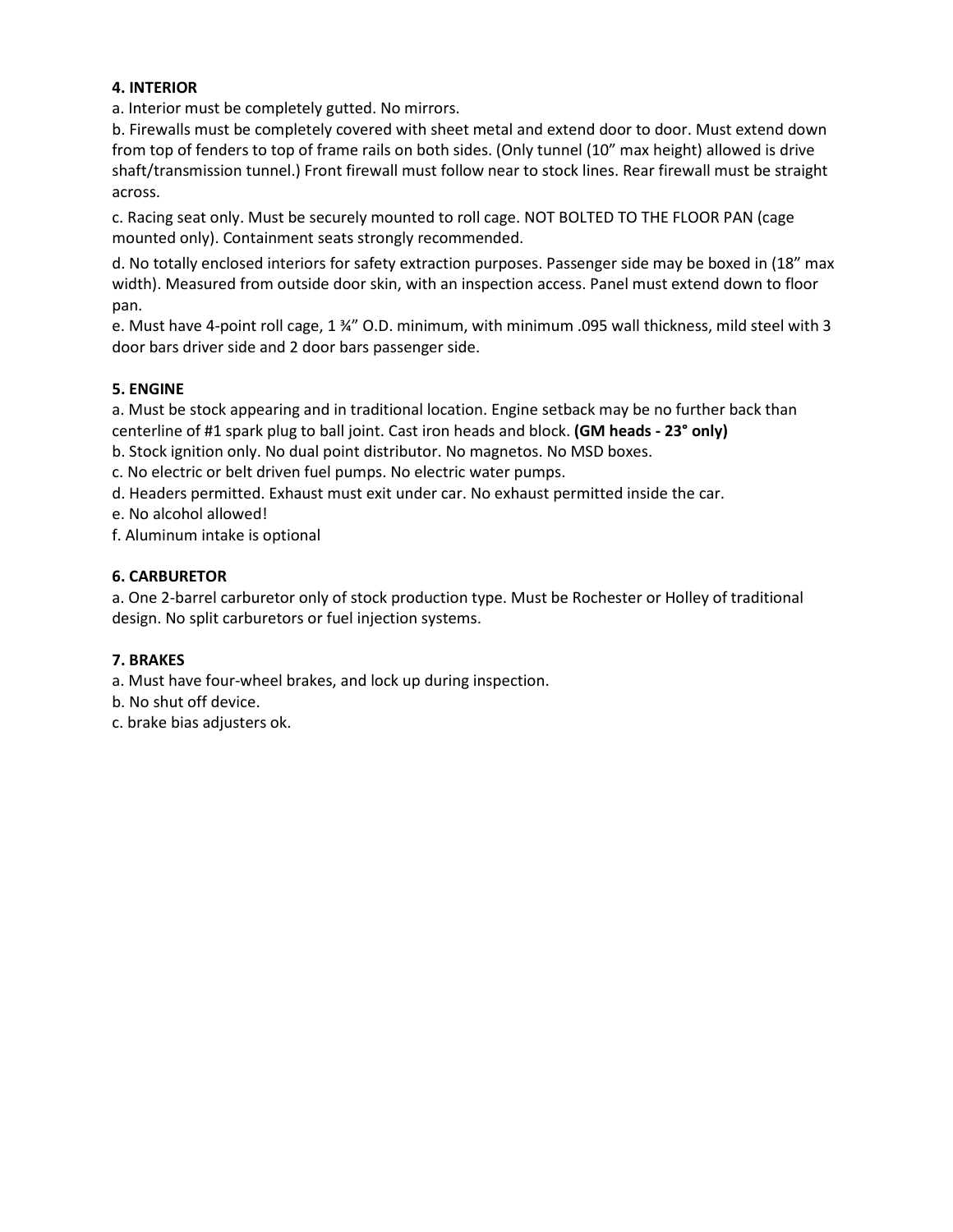**4. INTERIOR**

a. Interior must be completely gutted. No mirrors.

b. Firewalls must be completely covered with sheet metal and extend door to door. Must extend down from top of fenders to top of frame rails on both sides. (Only tunnel (10" max height) allowed is drive shaft/transmission tunnel.) Front firewall must follow near to stock lines. Rear firewall must be straight across.

c. Racing seat only. Must be securely mounted to roll cage. NOT BOLTED TO THE FLOOR PAN (cage mounted only). Containment seats strongly recommended.

d. No totally enclosed interiors for safety extraction purposes. Passenger side may be boxed in (18" max width). Measured from outside door skin, with an inspection access. Panel must extend down to floor pan.

e. Must have 4-point roll cage, 1 ¾" O.D. minimum, with minimum .095 wall thickness, mild steel with 3 door bars driver side and 2 door bars passenger side.

**5. ENGINE**

a. Must be stock appearing and in traditional location. Engine setback may be no further back than centerline of #1 spark plug to ball joint. Cast iron heads and block. **(GM heads - 23° only)**

b. Stock ignition only. No dual point distributor. No magnetos. No MSD boxes.

c. No electric or belt driven fuel pumps. No electric water pumps.

d. Headers permitted. Exhaust must exit under car. No exhaust permitted inside the car.

e. No alcohol allowed!

f. Aluminum intake is optional

**6. CARBURETOR**

a. One 2-barrel carburetor only of stock production type. Must be Rochester or Holley of traditional design. No split carburetors or fuel injection systems.

**7. BRAKES**

a. Must have four-wheel brakes, and lock up during inspection.

b. No shut off device.

c. brake bias adjusters ok.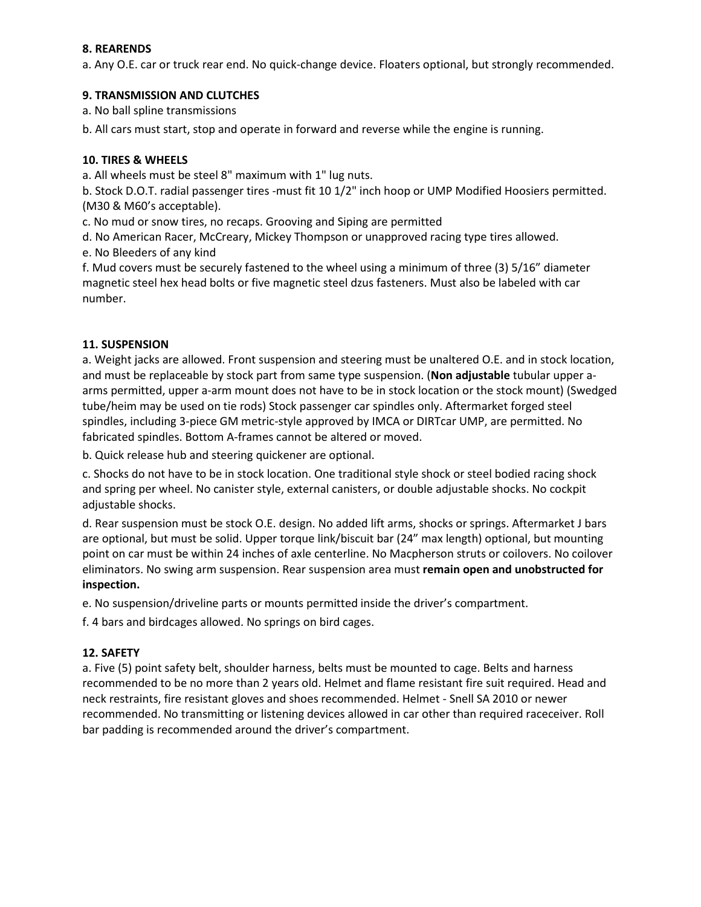**8. REARENDS**

a. Any O.E. car or truck rear end. No quick-change device. Floaters optional, but strongly recommended.

**9. TRANSMISSION AND CLUTCHES**

a. No ball spline transmissions

b. All cars must start, stop and operate in forward and reverse while the engine is running.

**10. TIRES & WHEELS**

a. All wheels must be steel 8" maximum with 1" lug nuts.

b. Stock D.O.T. radial passenger tires -must fit 10 1/2" inch hoop or UMP Modified Hoosiers permitted. (M30 & M60's acceptable).

c. No mud or snow tires, no recaps. Grooving and Siping are permitted

d. No American Racer, McCreary, Mickey Thompson or unapproved racing type tires allowed.

e. No Bleeders of any kind

f. Mud covers must be securely fastened to the wheel using a minimum of three (3) 5/16" diameter magnetic steel hex head bolts or five magnetic steel dzus fasteners. Must also be labeled with car number.

**11. SUSPENSION**

a. Weight jacks are allowed. Front suspension and steering must be unaltered O.E. and in stock location, and must be replaceable by stock part from same type suspension. (**Non adjustable** tubular upper a-arms permitted, upper a-arm mount does not have to be in stock location or the stock mount) (Swedged tube/heim may be used on tie rods) Stock passenger car spindles only. Aftermarket forged steel spindles, including 3-piece GM metric-style approved by IMCA or DIRTcar UMP, are permitted. No fabricated spindles. Bottom A-frames cannot be altered or moved.

b. Quick release hub and steering quickener are optional.

c. Shocks do not have to be in stock location. One traditional style shock or steel bodied racing shock and spring per wheel. No canister style, external canisters, or double adjustable shocks. No cockpit adjustable shocks.

d. Rear suspension must be stock O.E. design. No added lift arms, shocks or springs. Aftermarket J bars are optional, but must be solid. Upper torque link/biscuit bar (24" max length) optional, but mounting point on car must be within 24 inches of axle centerline. No Macpherson struts or coilovers. No coilover eliminators. No swing arm suspension. Rear suspension area must **remain open and unobstructed for inspection.**

e. No suspension/driveline parts or mounts permitted inside the driver's compartment.

f. 4 bars and birdcages allowed. No springs on bird cages.

**12. SAFETY**

a. Five (5) point safety belt, shoulder harness, belts must be mounted to cage. Belts and harness recommended to be no more than 2 years old. Helmet and flame resistant fire suit required. Head and neck restraints, fire resistant gloves and shoes recommended. Helmet - Snell SA 2010 or newer recommended. No transmitting or listening devices allowed in car other than required raceceiver. Roll bar padding is recommended around the driver's compartment.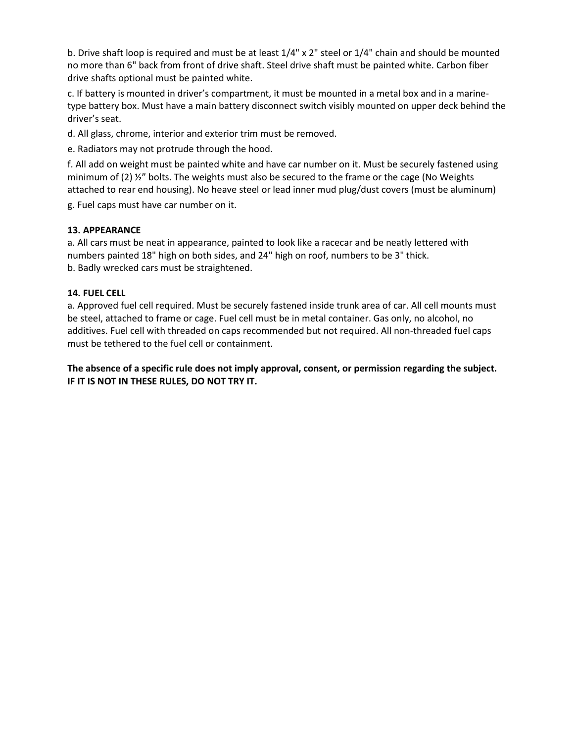b. Drive shaft loop is required and must be at least 1/4" x 2" steel or 1/4" chain and should be mounted no more than 6" back from front of drive shaft. Steel drive shaft must be painted white. Carbon fiber drive shafts optional must be painted white.

c. If battery is mounted in driver's compartment, it must be mounted in a metal box and in a marine-type battery box. Must have a main battery disconnect switch visibly mounted on upper deck behind the driver's seat.

d. All glass, chrome, interior and exterior trim must be removed.

e. Radiators may not protrude through the hood.

f. All add on weight must be painted white and have car number on it. Must be securely fastened using minimum of (2) ½" bolts. The weights must also be secured to the frame or the cage (No Weights attached to rear end housing). No heave steel or lead inner mud plug/dust covers (must be aluminum)

g. Fuel caps must have car number on it.

**13. APPEARANCE**

a. All cars must be neat in appearance, painted to look like a racecar and be neatly lettered with numbers painted 18" high on both sides, and 24" high on roof, numbers to be 3" thick.
b. Badly wrecked cars must be straightened.

**14. FUEL CELL**

a. Approved fuel cell required. Must be securely fastened inside trunk area of car. All cell mounts must be steel, attached to frame or cage. Fuel cell must be in metal container. Gas only, no alcohol, no additives. Fuel cell with threaded on caps recommended but not required. All non-threaded fuel caps must be tethered to the fuel cell or containment.

**The absence of a specific rule does not imply approval, consent, or permission regarding the subject. IF IT IS NOT IN THESE RULES, DO NOT TRY IT.**